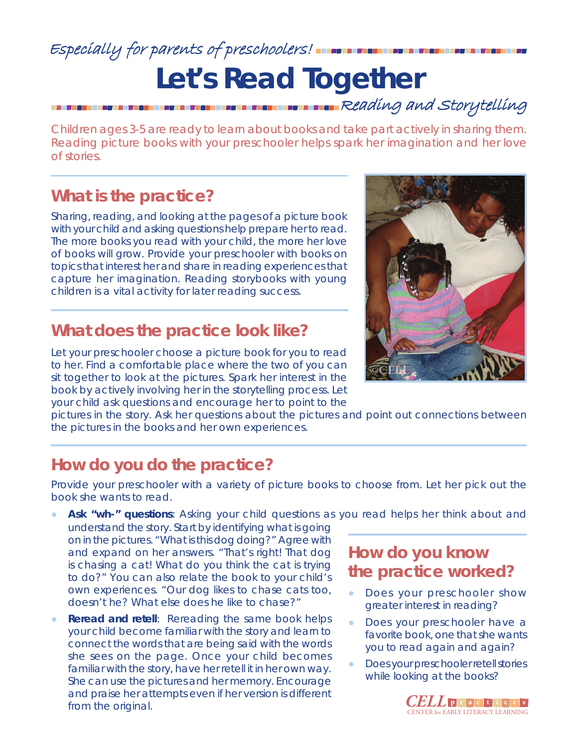*Especially for parents of preschoolers!*

# Let's Read Together

*Reading and Storytelling*

Children ages 3-5 are ready to learn about books and take part actively in sharing them. Reading picture books with your preschooler helps spark her imagination and her love of stories.

## What is the practice?

Sharing, reading, and looking at the pages of a picture book with your child and asking questions help prepare her to read. The more books you read with your child, the more her love of books will grow. Provide your preschooler with books on topics that interest her and share in reading experiences that capture her imagination. Reading storybooks with young children is a vital activity for later reading success.

## What does the practice look like?

Let your preschooler choose a picture book for you to read to her. Find a comfortable place where the two of you can sit together to look at the pictures. Spark her interest in the book by actively involving her in the storytelling process. Let your child ask questions and encourage her to point to the pictures in the story. Ask her questions about the pictures and point out connections between the pictures in the books and her own experiences.

## How do you do the practice?

Provide your preschooler with a variety of picture books to choose from. Let her pick out the book she wants to read.

- **Ask "wh-" questions**: Asking your child questions as you read helps her think about and understand the story. Start by identifying what is going on in the pictures. "What is this dog doing?" Agree with and expand on her answers. "That's right! That dog is chasing a cat! What do you think the cat is trying to do?" You can also relate the book to your child's own experiences. "Our dog likes to chase cats too, doesn't he? What else does he like to chase?"
- **Reread and retell**: Rereading the same book helps your child become familiar with the story and learn to connect the words that are being said with the words she sees on the page. Once your child becomes familiar with the story, have her retell it in her own way. She can use the pictures and her memory. Encourage and praise her attempts even if her version is different from the original.

## How do you know the practice worked?

- Does your preschooler show greater interest in reading?
- Does your preschooler have a favorite book, one that she wants you to read again and again?
- Does your preschooler retell stories while looking at the books?

CELL practices — CENTER for EARLY LITERACY LEARNING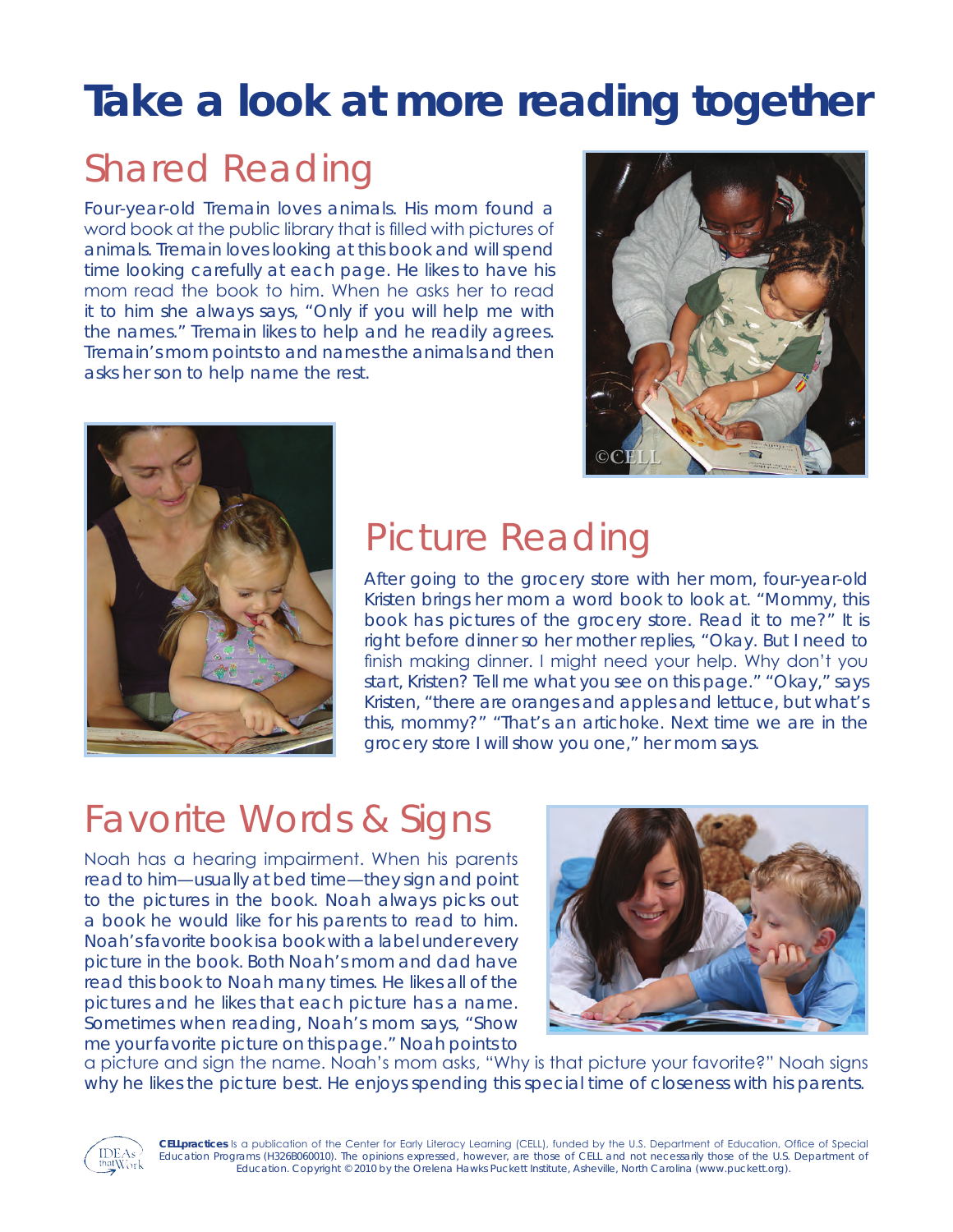# Take a look at more reading together

## Shared Reading

Four-year-old Tremain loves animals. His mom found a word book at the public library that is filled with pictures of animals. Tremain loves looking at this book and will spend time looking carefully at each page. He likes to have his mom read the book to him. When he asks her to read it to him she always says, "Only if you will help me with the names." Tremain likes to help and he readily agrees. Tremain's mom points to and names the animals and then asks her son to help name the rest.

## Picture Reading

After going to the grocery store with her mom, four-year-old Kristen brings her mom a word book to look at. "Mommy, this book has pictures of the grocery store. Read it to me?" It is right before dinner so her mother replies, "Okay. But I need to finish making dinner. I might need your help. Why don't you start, Kristen? Tell me what you see on this page." "Okay," says Kristen, "there are oranges and apples and lettuce, but what's this, mommy?" "That's an artichoke. Next time we are in the grocery store I will show you one," her mom says.

## Favorite Words & Signs

Noah has a hearing impairment. When his parents read to him—usually at bed time—they sign and point to the pictures in the book. Noah always picks out a book he would like for his parents to read to him. Noah's favorite book is a book with a label under every picture in the book. Both Noah's mom and dad have read this book to Noah many times. He likes all of the pictures and he likes that each picture has a name. Sometimes when reading, Noah's mom says, "Show me your favorite picture on this page." Noah points to a picture and sign the name. Noah's mom asks, "Why is that picture your favorite?" Noah signs why he likes the picture best. He enjoys spending this special time of closeness with his parents.

**CELLpractices** is a publication of the Center for Early Literacy Learning (CELL), funded by the U.S. Department of Education, Office of Special Education Programs (H326B060010). The opinions expressed, however, are those of CELL and not necessarily those of the U.S. Department of Education. Copyright © 2010 by the Orelena Hawks Puckett Institute, Asheville, North Carolina (www.puckett.org).